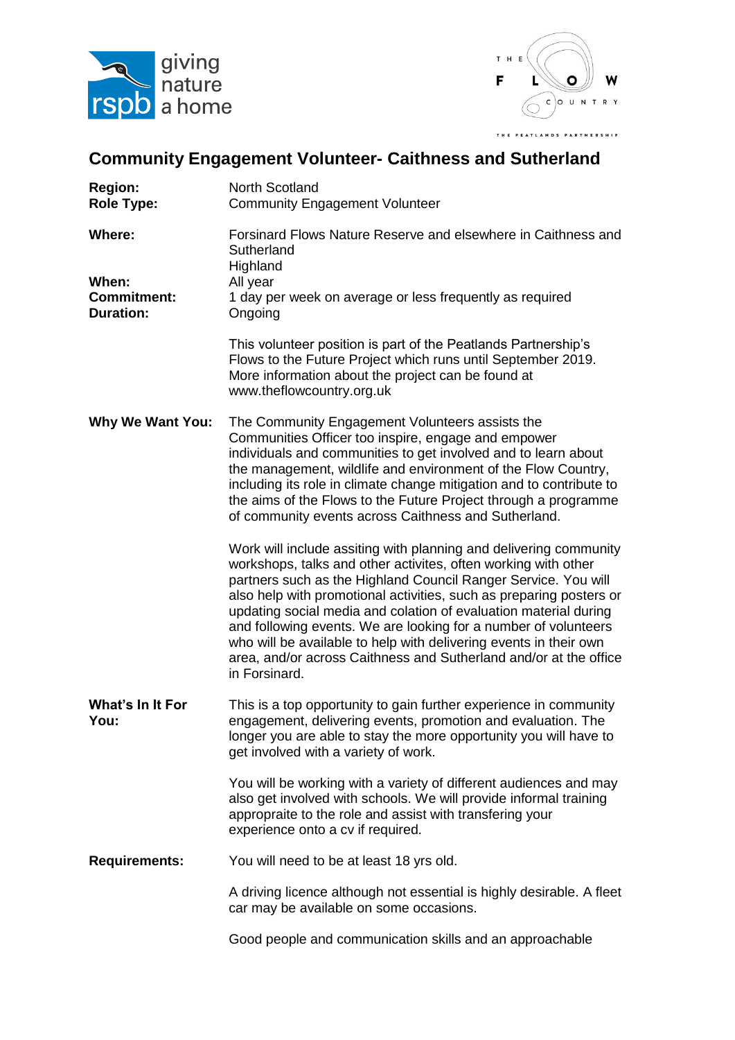giving nature a home

THE FLOW COUNTRY

THE PEATLANDS PARTNERSHIP

## Community Engagement Volunteer- Caithness and Sutherland

| | |
|---|---|
| **Region:** | North Scotland |
| **Role Type:** | Community Engagement Volunteer |
| **Where:** | Forsinard Flows Nature Reserve and elsewhere in Caithness and Sutherland<br>Highland |
| **When:** | All year |
| **Commitment:** | 1 day per week on average or less frequently as required |
| **Duration:** | Ongoing |

This volunteer position is part of the Peatlands Partnership's Flows to the Future Project which runs until September 2019. More information about the project can be found at www.theflowcountry.org.uk

**Why We Want You:**

The Community Engagement Volunteers assists the Communities Officer too inspire, engage and empower individuals and communities to get involved and to learn about the management, wildlife and environment of the Flow Country, including its role in climate change mitigation and to contribute to the aims of the Flows to the Future Project through a programme of community events across Caithness and Sutherland.

Work will include assiting with planning and delivering community workshops, talks and other activites, often working with other partners such as the Highland Council Ranger Service. You will also help with promotional activities, such as preparing posters or updating social media and colation of evaluation material during and following events. We are looking for a number of volunteers who will be available to help with delivering events in their own area, and/or across Caithness and Sutherland and/or at the office in Forsinard.

**What's In It For You:**

This is a top opportunity to gain further experience in community engagement, delivering events, promotion and evaluation. The longer you are able to stay the more opportunity you will have to get involved with a variety of work.

You will be working with a variety of different audiences and may also get involved with schools. We will provide informal training appropraite to the role and assist with transfering your experience onto a cv if required.

**Requirements:**

You will need to be at least 18 yrs old.

A driving licence although not essential is highly desirable. A fleet car may be available on some occasions.

Good people and communication skills and an approachable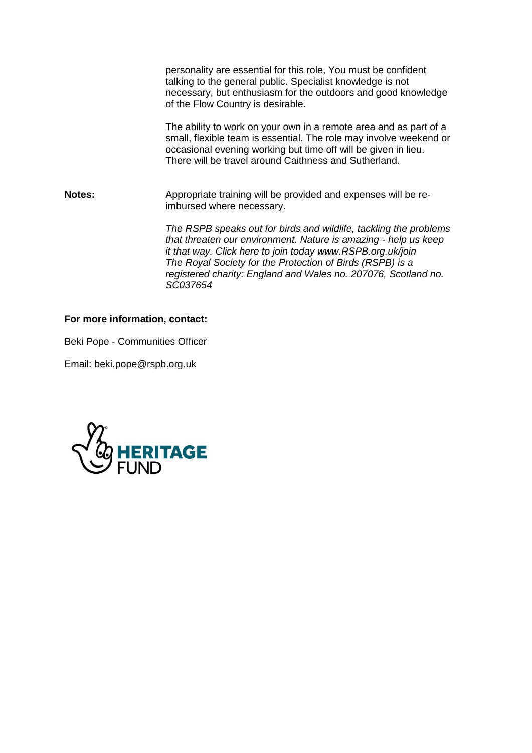personality are essential for this role, You must be confident talking to the general public. Specialist knowledge is not necessary, but enthusiasm for the outdoors and good knowledge of the Flow Country is desirable.

The ability to work on your own in a remote area and as part of a small, flexible team is essential. The role may involve weekend or occasional evening working but time off will be given in lieu. There will be travel around Caithness and Sutherland.

**Notes:** Appropriate training will be provided and expenses will be re-imbursed where necessary.

*The RSPB speaks out for birds and wildlife, tackling the problems that threaten our environment. Nature is amazing - help us keep it that way. Click here to join today www.RSPB.org.uk/join*
*The Royal Society for the Protection of Birds (RSPB) is a registered charity: England and Wales no. 207076, Scotland no. SC037654*

**For more information, contact:**

Beki Pope - Communities Officer

Email: beki.pope@rspb.org.uk

HERITAGE FUND